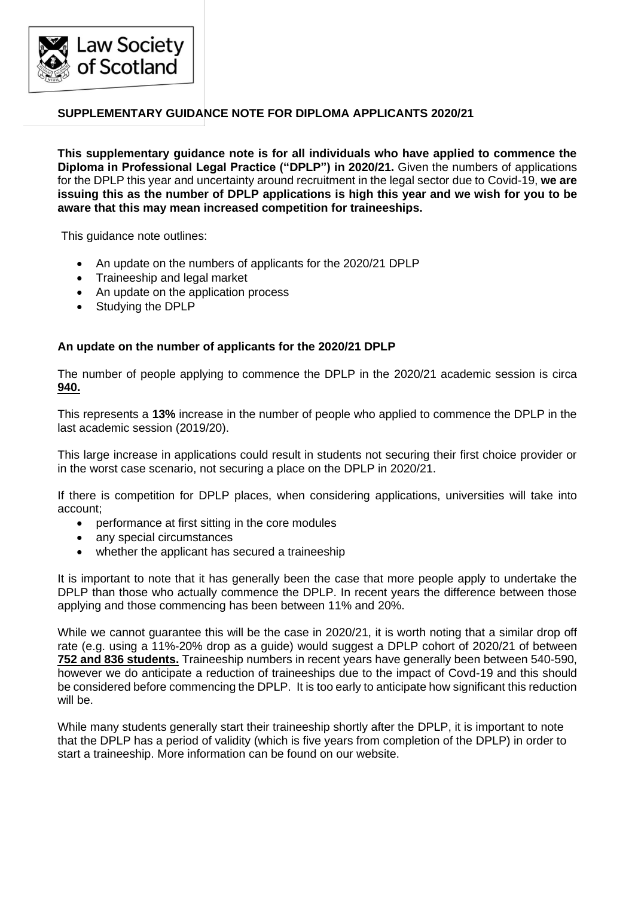Law Society of Scotland

## SUPPLEMENTARY GUIDANCE NOTE FOR DIPLOMA APPLICANTS 2020/21

**This supplementary guidance note is for all individuals who have applied to commence the Diploma in Professional Legal Practice ("DPLP") in 2020/21.** Given the numbers of applications for the DPLP this year and uncertainty around recruitment in the legal sector due to Covid-19, **we are issuing this as the number of DPLP applications is high this year and we wish for you to be aware that this may mean increased competition for traineeships.**

This guidance note outlines:

- An update on the numbers of applicants for the 2020/21 DPLP
- Traineeship and legal market
- An update on the application process
- Studying the DPLP

### An update on the number of applicants for the 2020/21 DPLP

The number of people applying to commence the DPLP in the 2020/21 academic session is circa **940.**

This represents a **13%** increase in the number of people who applied to commence the DPLP in the last academic session (2019/20).

This large increase in applications could result in students not securing their first choice provider or in the worst case scenario, not securing a place on the DPLP in 2020/21.

If there is competition for DPLP places, when considering applications, universities will take into account;

- performance at first sitting in the core modules
- any special circumstances
- whether the applicant has secured a traineeship

It is important to note that it has generally been the case that more people apply to undertake the DPLP than those who actually commence the DPLP. In recent years the difference between those applying and those commencing has been between 11% and 20%.

While we cannot guarantee this will be the case in 2020/21, it is worth noting that a similar drop off rate (e.g. using a 11%-20% drop as a guide) would suggest a DPLP cohort of 2020/21 of between **752 and 836 students.** Traineeship numbers in recent years have generally been between 540-590, however we do anticipate a reduction of traineeships due to the impact of Covd-19 and this should be considered before commencing the DPLP. It is too early to anticipate how significant this reduction will be.

While many students generally start their traineeship shortly after the DPLP, it is important to note that the DPLP has a period of validity (which is five years from completion of the DPLP) in order to start a traineeship. More information can be found on our website.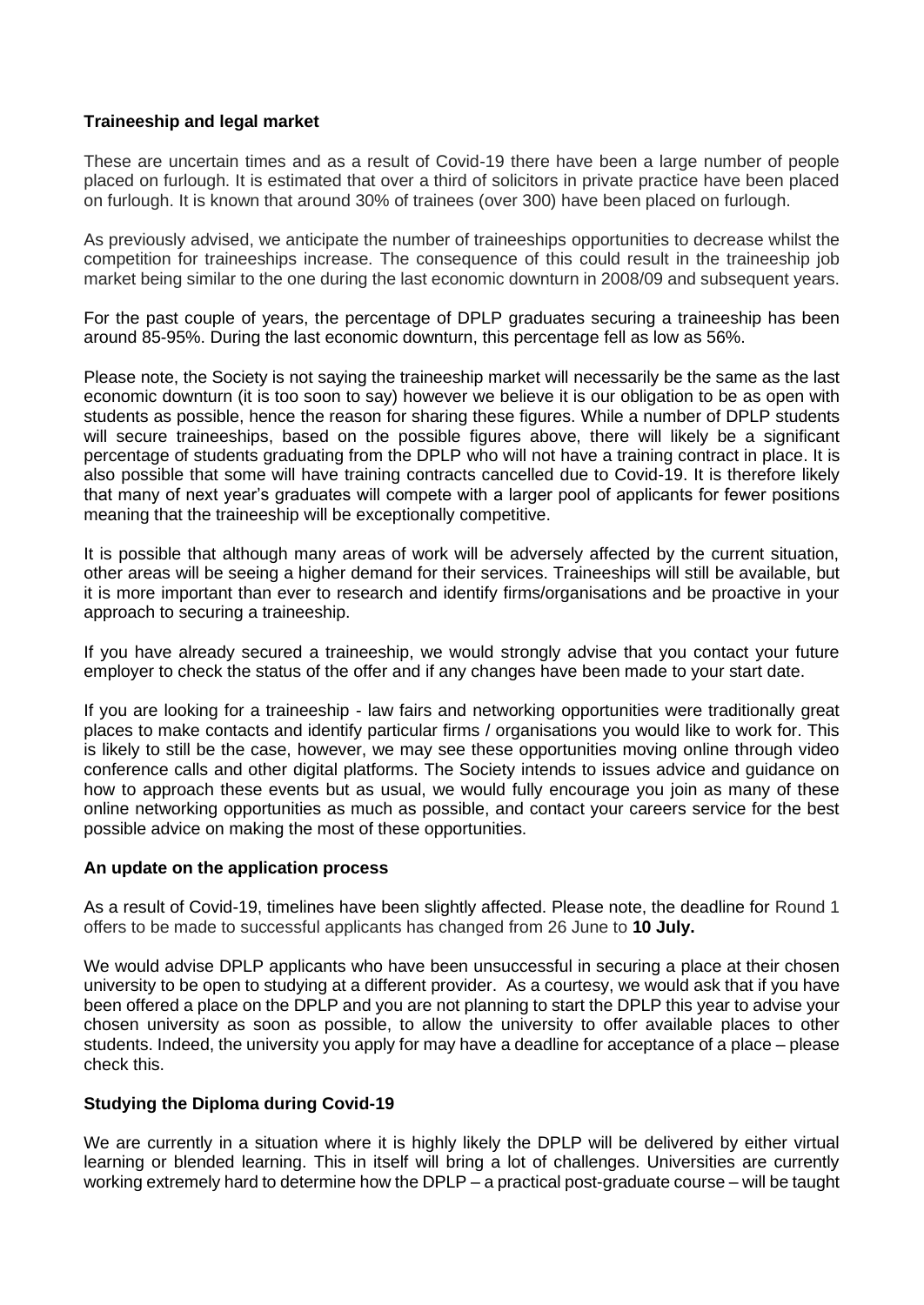**Traineeship and legal market**

These are uncertain times and as a result of Covid-19 there have been a large number of people placed on furlough. It is estimated that over a third of solicitors in private practice have been placed on furlough. It is known that around 30% of trainees (over 300) have been placed on furlough.

As previously advised, we anticipate the number of traineeships opportunities to decrease whilst the competition for traineeships increase. The consequence of this could result in the traineeship job market being similar to the one during the last economic downturn in 2008/09 and subsequent years.

For the past couple of years, the percentage of DPLP graduates securing a traineeship has been around 85-95%. During the last economic downturn, this percentage fell as low as 56%.

Please note, the Society is not saying the traineeship market will necessarily be the same as the last economic downturn (it is too soon to say) however we believe it is our obligation to be as open with students as possible, hence the reason for sharing these figures. While a number of DPLP students will secure traineeships, based on the possible figures above, there will likely be a significant percentage of students graduating from the DPLP who will not have a training contract in place. It is also possible that some will have training contracts cancelled due to Covid-19. It is therefore likely that many of next year's graduates will compete with a larger pool of applicants for fewer positions meaning that the traineeship will be exceptionally competitive.

It is possible that although many areas of work will be adversely affected by the current situation, other areas will be seeing a higher demand for their services. Traineeships will still be available, but it is more important than ever to research and identify firms/organisations and be proactive in your approach to securing a traineeship.

If you have already secured a traineeship, we would strongly advise that you contact your future employer to check the status of the offer and if any changes have been made to your start date.

If you are looking for a traineeship - law fairs and networking opportunities were traditionally great places to make contacts and identify particular firms / organisations you would like to work for. This is likely to still be the case, however, we may see these opportunities moving online through video conference calls and other digital platforms. The Society intends to issues advice and guidance on how to approach these events but as usual, we would fully encourage you join as many of these online networking opportunities as much as possible, and contact your careers service for the best possible advice on making the most of these opportunities.

**An update on the application process**

As a result of Covid-19, timelines have been slightly affected. Please note, the deadline for Round 1 offers to be made to successful applicants has changed from 26 June to **10 July.**

We would advise DPLP applicants who have been unsuccessful in securing a place at their chosen university to be open to studying at a different provider. As a courtesy, we would ask that if you have been offered a place on the DPLP and you are not planning to start the DPLP this year to advise your chosen university as soon as possible, to allow the university to offer available places to other students. Indeed, the university you apply for may have a deadline for acceptance of a place – please check this.

**Studying the Diploma during Covid-19**

We are currently in a situation where it is highly likely the DPLP will be delivered by either virtual learning or blended learning. This in itself will bring a lot of challenges. Universities are currently working extremely hard to determine how the DPLP – a practical post-graduate course – will be taught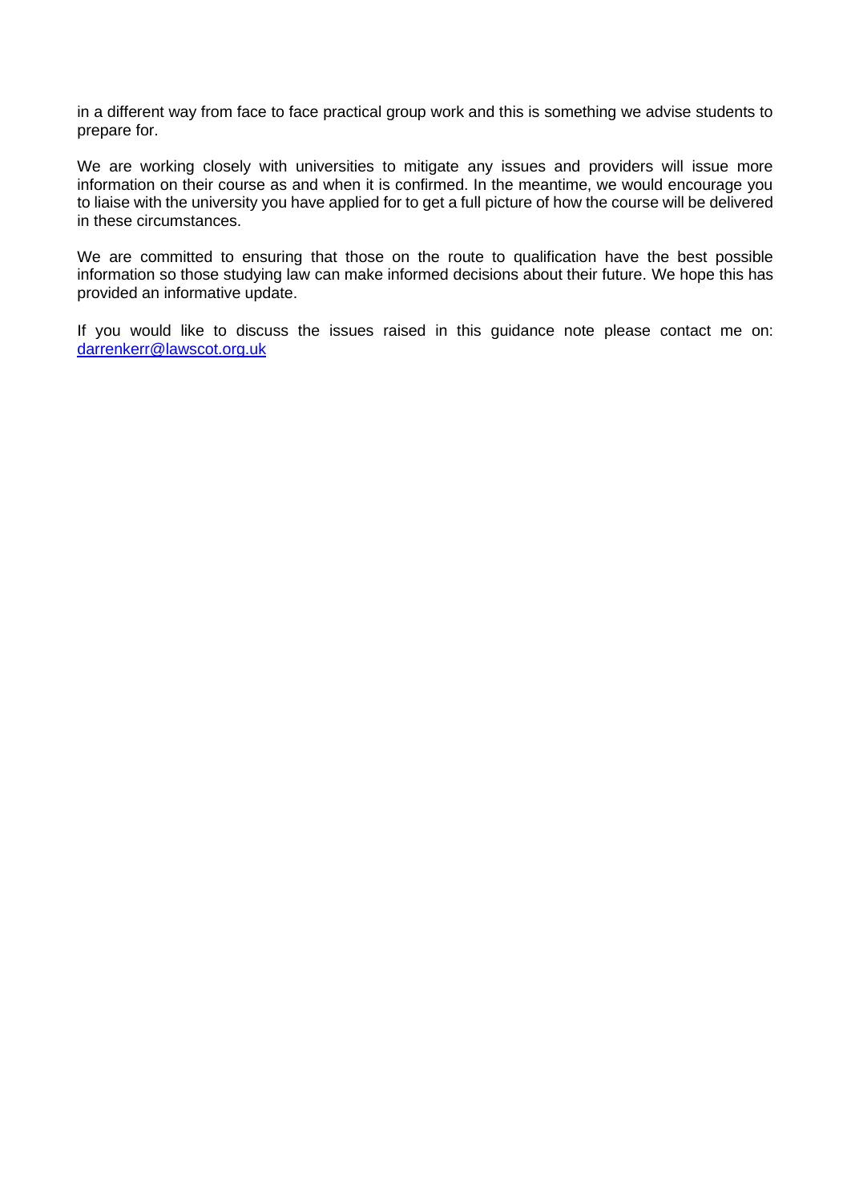in a different way from face to face practical group work and this is something we advise students to prepare for.

We are working closely with universities to mitigate any issues and providers will issue more information on their course as and when it is confirmed. In the meantime, we would encourage you to liaise with the university you have applied for to get a full picture of how the course will be delivered in these circumstances.

We are committed to ensuring that those on the route to qualification have the best possible information so those studying law can make informed decisions about their future. We hope this has provided an informative update.

If you would like to discuss the issues raised in this guidance note please contact me on: darrenkerr@lawscot.org.uk